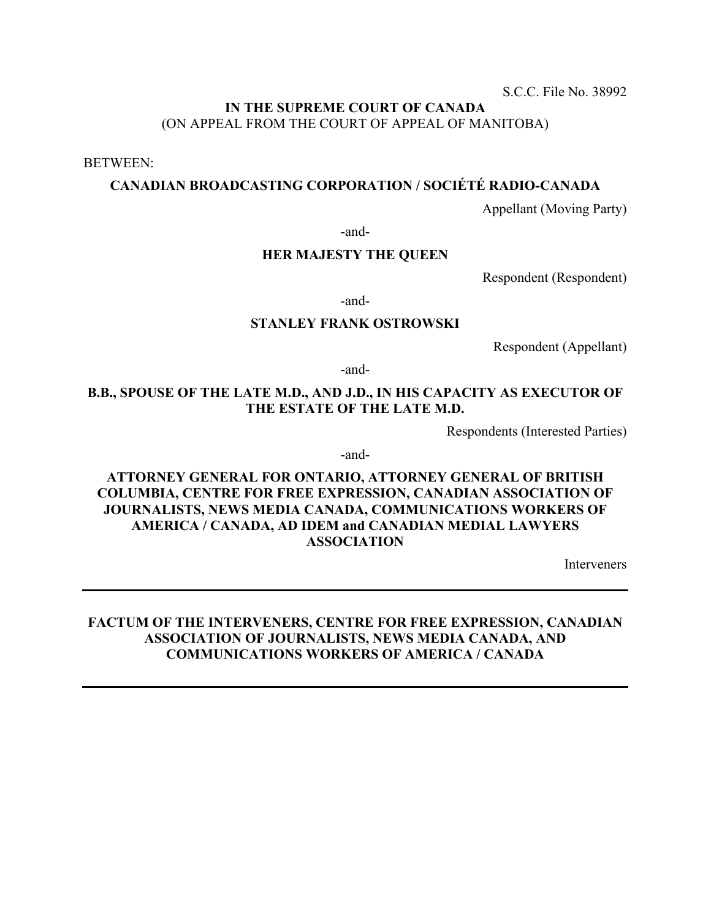S.C.C. File No. 38992

**IN THE SUPREME COURT OF CANADA**
(ON APPEAL FROM THE COURT OF APPEAL OF MANITOBA)

BETWEEN:

**CANADIAN BROADCASTING CORPORATION / SOCIÉTÉ RADIO-CANADA**

Appellant (Moving Party)

-and-

**HER MAJESTY THE QUEEN**

Respondent (Respondent)

-and-

**STANLEY FRANK OSTROWSKI**

Respondent (Appellant)

-and-

**B.B., SPOUSE OF THE LATE M.D., AND J.D., IN HIS CAPACITY AS EXECUTOR OF THE ESTATE OF THE LATE M.D.**

Respondents (Interested Parties)

-and-

**ATTORNEY GENERAL FOR ONTARIO, ATTORNEY GENERAL OF BRITISH COLUMBIA, CENTRE FOR FREE EXPRESSION, CANADIAN ASSOCIATION OF JOURNALISTS, NEWS MEDIA CANADA, COMMUNICATIONS WORKERS OF AMERICA / CANADA, AD IDEM and CANADIAN MEDIAL LAWYERS ASSOCIATION**

Interveners

---

**FACTUM OF THE INTERVENERS, CENTRE FOR FREE EXPRESSION, CANADIAN ASSOCIATION OF JOURNALISTS, NEWS MEDIA CANADA, AND COMMUNICATIONS WORKERS OF AMERICA / CANADA**

---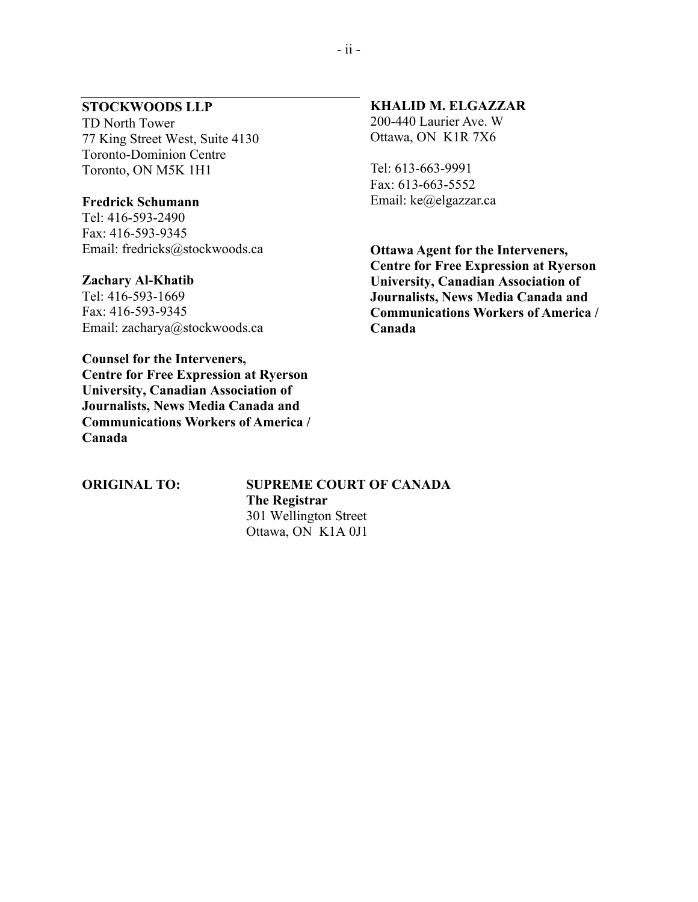**STOCKWOODS LLP**
TD North Tower
77 King Street West, Suite 4130
Toronto-Dominion Centre
Toronto, ON M5K 1H1

**Fredrick Schumann**
Tel: 416-593-2490
Fax: 416-593-9345
Email: fredricks@stockwoods.ca

**Zachary Al-Khatib**
Tel: 416-593-1669
Fax: 416-593-9345
Email: zacharya@stockwoods.ca

**Counsel for the Interveners, Centre for Free Expression at Ryerson University, Canadian Association of Journalists, News Media Canada and Communications Workers of America / Canada**

**KHALID M. ELGAZZAR**
200-440 Laurier Ave. W
Ottawa, ON K1R 7X6

Tel: 613-663-9991
Fax: 613-663-5552
Email: ke@elgazzar.ca

**Ottawa Agent for the Interveners, Centre for Free Expression at Ryerson University, Canadian Association of Journalists, News Media Canada and Communications Workers of America / Canada**

**ORIGINAL TO:** **SUPREME COURT OF CANADA**
**The Registrar**
301 Wellington Street
Ottawa, ON K1A 0J1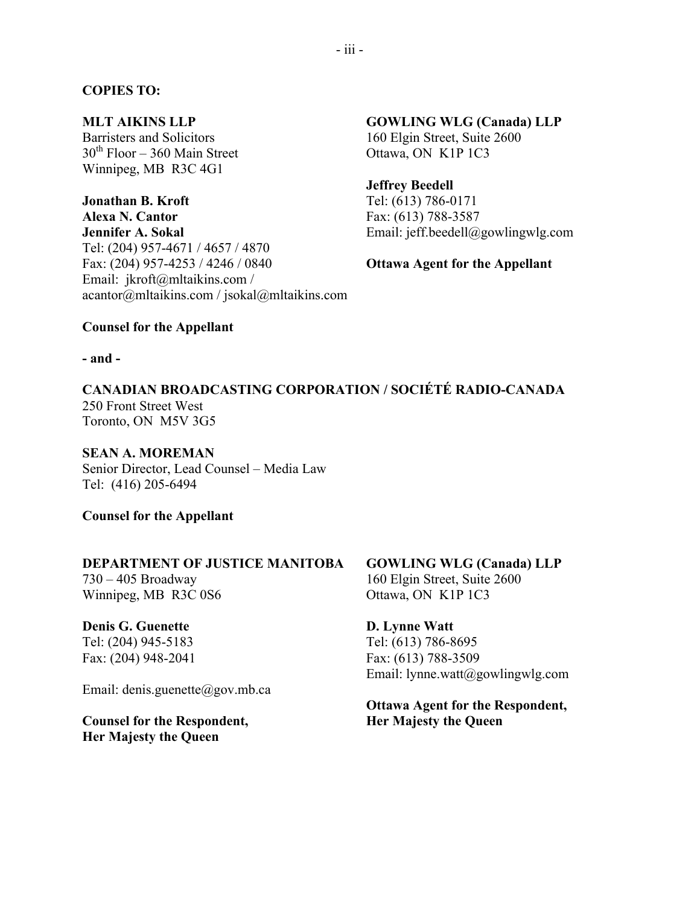**COPIES TO:**

**MLT AIKINS LLP**
Barristers and Solicitors
30th Floor – 360 Main Street
Winnipeg, MB R3C 4G1

**Jonathan B. Kroft**
**Alexa N. Cantor**
**Jennifer A. Sokal**
Tel: (204) 957-4671 / 4657 / 4870
Fax: (204) 957-4253 / 4246 / 0840
Email: jkroft@mltaikins.com / acantor@mltaikins.com / jsokal@mltaikins.com

**Counsel for the Appellant**

**GOWLING WLG (Canada) LLP**
160 Elgin Street, Suite 2600
Ottawa, ON K1P 1C3

**Jeffrey Beedell**
Tel: (613) 786-0171
Fax: (613) 788-3587
Email: jeff.beedell@gowlingwlg.com

**Ottawa Agent for the Appellant**

**- and -**

**CANADIAN BROADCASTING CORPORATION / SOCIÉTÉ RADIO-CANADA**
250 Front Street West
Toronto, ON M5V 3G5

**SEAN A. MOREMAN**
Senior Director, Lead Counsel – Media Law
Tel: (416) 205-6494

**Counsel for the Appellant**

**DEPARTMENT OF JUSTICE MANITOBA**
730 – 405 Broadway
Winnipeg, MB R3C 0S6

**Denis G. Guenette**
Tel: (204) 945-5183
Fax: (204) 948-2041

Email: denis.guenette@gov.mb.ca

**Counsel for the Respondent,**
**Her Majesty the Queen**

**GOWLING WLG (Canada) LLP**
160 Elgin Street, Suite 2600
Ottawa, ON K1P 1C3

**D. Lynne Watt**
Tel: (613) 786-8695
Fax: (613) 788-3509
Email: lynne.watt@gowlingwlg.com

**Ottawa Agent for the Respondent,**
**Her Majesty the Queen**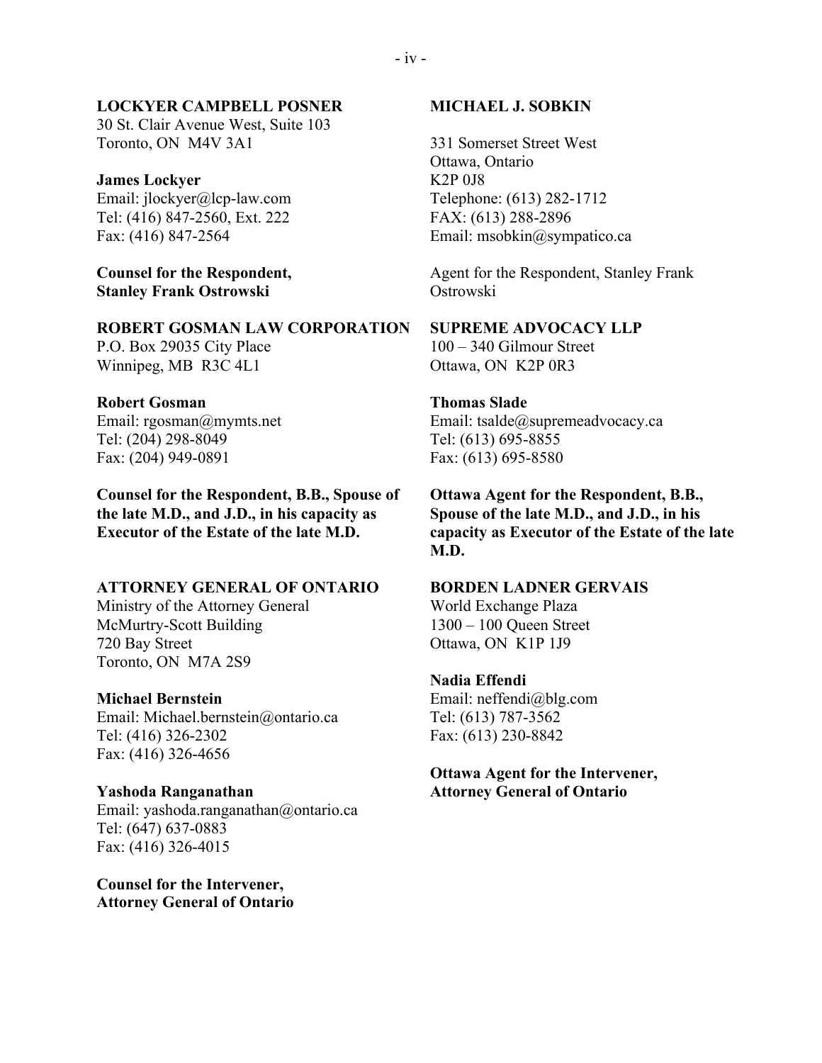**LOCKYER CAMPBELL POSNER**
30 St. Clair Avenue West, Suite 103
Toronto, ON M4V 3A1

**James Lockyer**
Email: jlockyer@lcp-law.com
Tel: (416) 847-2560, Ext. 222
Fax: (416) 847-2564

**Counsel for the Respondent, Stanley Frank Ostrowski**

**MICHAEL J. SOBKIN**

331 Somerset Street West
Ottawa, Ontario
K2P 0J8
Telephone: (613) 282-1712
FAX: (613) 288-2896
Email: msobkin@sympatico.ca

Agent for the Respondent, Stanley Frank Ostrowski

**ROBERT GOSMAN LAW CORPORATION**
P.O. Box 29035 City Place
Winnipeg, MB R3C 4L1

**Robert Gosman**
Email: rgosman@mymts.net
Tel: (204) 298-8049
Fax: (204) 949-0891

**Counsel for the Respondent, B.B., Spouse of the late M.D., and J.D., in his capacity as Executor of the Estate of the late M.D.**

**SUPREME ADVOCACY LLP**
100 – 340 Gilmour Street
Ottawa, ON K2P 0R3

**Thomas Slade**
Email: tsalde@supremeadvocacy.ca
Tel: (613) 695-8855
Fax: (613) 695-8580

**Ottawa Agent for the Respondent, B.B., Spouse of the late M.D., and J.D., in his capacity as Executor of the Estate of the late M.D.**

**ATTORNEY GENERAL OF ONTARIO**
Ministry of the Attorney General
McMurtry-Scott Building
720 Bay Street
Toronto, ON M7A 2S9

**Michael Bernstein**
Email: Michael.bernstein@ontario.ca
Tel: (416) 326-2302
Fax: (416) 326-4656

**Yashoda Ranganathan**
Email: yashoda.ranganathan@ontario.ca
Tel: (647) 637-0883
Fax: (416) 326-4015

**Counsel for the Intervener, Attorney General of Ontario**

**BORDEN LADNER GERVAIS**
World Exchange Plaza
1300 – 100 Queen Street
Ottawa, ON K1P 1J9

**Nadia Effendi**
Email: neffendi@blg.com
Tel: (613) 787-3562
Fax: (613) 230-8842

**Ottawa Agent for the Intervener, Attorney General of Ontario**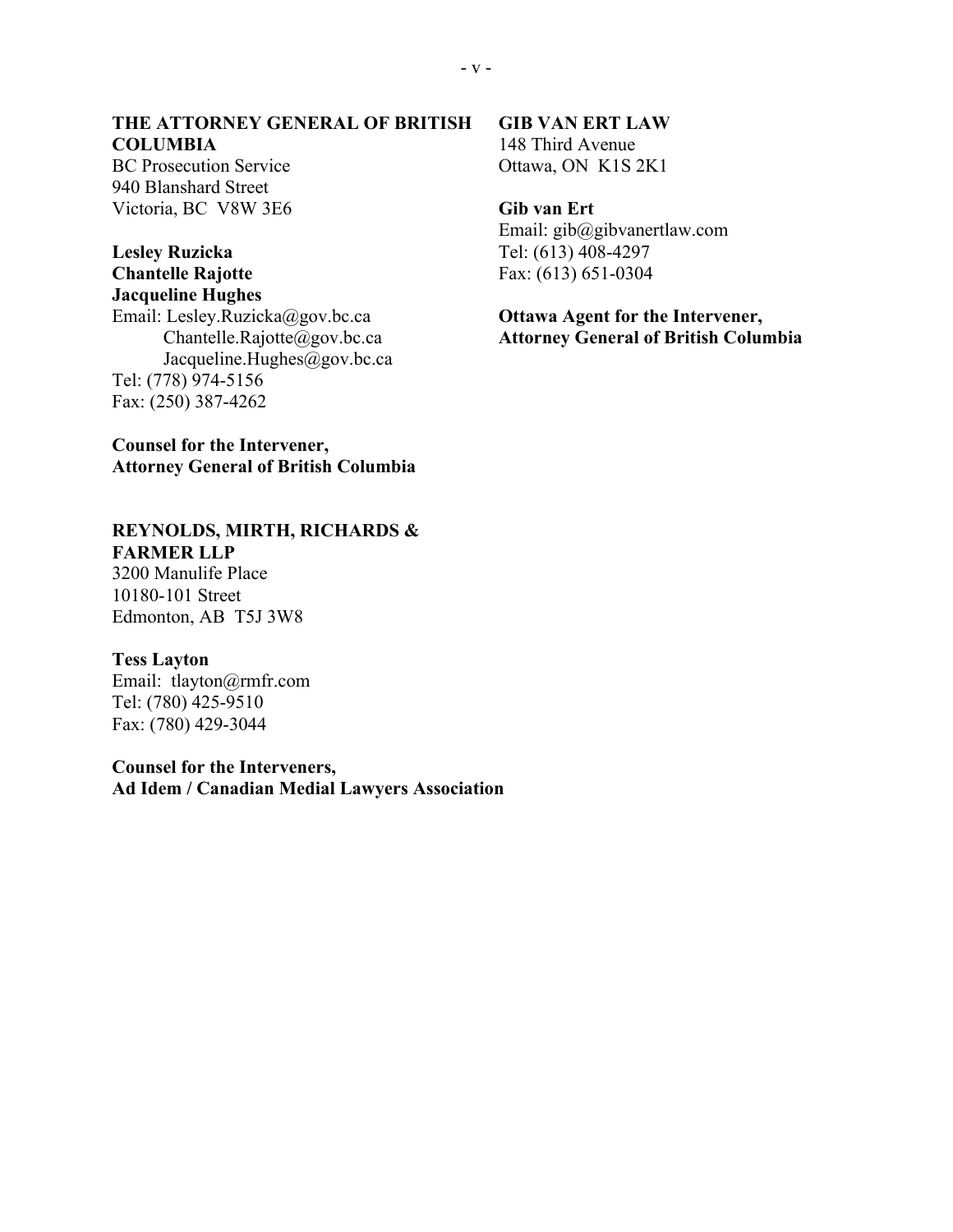**THE ATTORNEY GENERAL OF BRITISH COLUMBIA**
BC Prosecution Service
940 Blanshard Street
Victoria, BC V8W 3E6

**Lesley Ruzicka**
**Chantelle Rajotte**
**Jacqueline Hughes**
Email: Lesley.Ruzicka@gov.bc.ca
Chantelle.Rajotte@gov.bc.ca
Jacqueline.Hughes@gov.bc.ca
Tel: (778) 974-5156
Fax: (250) 387-4262

**Counsel for the Intervener, Attorney General of British Columbia**

**GIB VAN ERT LAW**
148 Third Avenue
Ottawa, ON K1S 2K1

**Gib van Ert**
Email: gib@gibvanertlaw.com
Tel: (613) 408-4297
Fax: (613) 651-0304

**Ottawa Agent for the Intervener, Attorney General of British Columbia**

**REYNOLDS, MIRTH, RICHARDS & FARMER LLP**
3200 Manulife Place
10180-101 Street
Edmonton, AB T5J 3W8

**Tess Layton**
Email: tlayton@rmfr.com
Tel: (780) 425-9510
Fax: (780) 429-3044

**Counsel for the Interveners, Ad Idem / Canadian Medial Lawyers Association**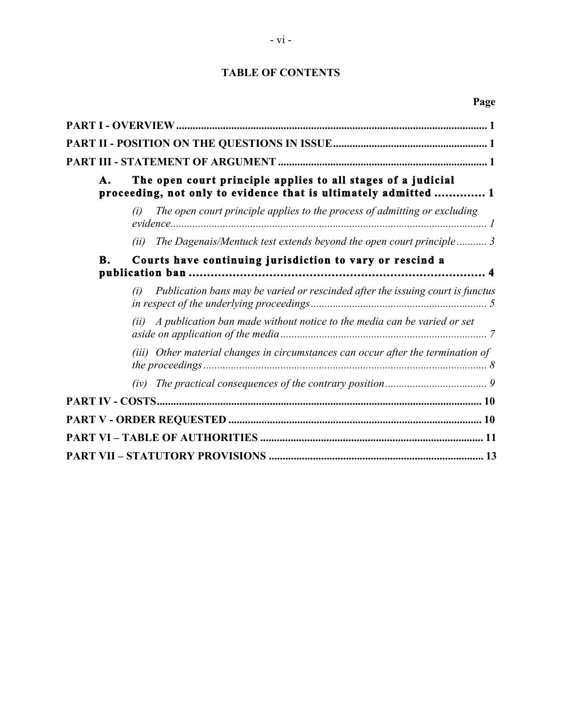# TABLE OF CONTENTS

| | Page |
|---|---|
| **PART I - OVERVIEW** | **1** |
| **PART II - POSITION ON THE QUESTIONS IN ISSUE** | **1** |
| **PART III - STATEMENT OF ARGUMENT** | **1** |
| **A. The open court principle applies to all stages of a judicial proceeding, not only to evidence that is ultimately admitted** | **1** |
| *(i) The open court principle applies to the process of admitting or excluding evidence* | *1* |
| *(ii) The Dagenais/Mentuck test extends beyond the open court principle* | *3* |
| **B. Courts have continuing jurisdiction to vary or rescind a publication ban** | **4** |
| *(i) Publication bans may be varied or rescinded after the issuing court is functus in respect of the underlying proceedings* | *5* |
| *(ii) A publication ban made without notice to the media can be varied or set aside on application of the media* | *7* |
| *(iii) Other material changes in circumstances can occur after the termination of the proceedings* | *8* |
| *(iv) The practical consequences of the contrary position* | *9* |
| **PART IV - COSTS** | **10** |
| **PART V - ORDER REQUESTED** | **10** |
| **PART VI – TABLE OF AUTHORITIES** | **11** |
| **PART VII – STATUTORY PROVISIONS** | **13** |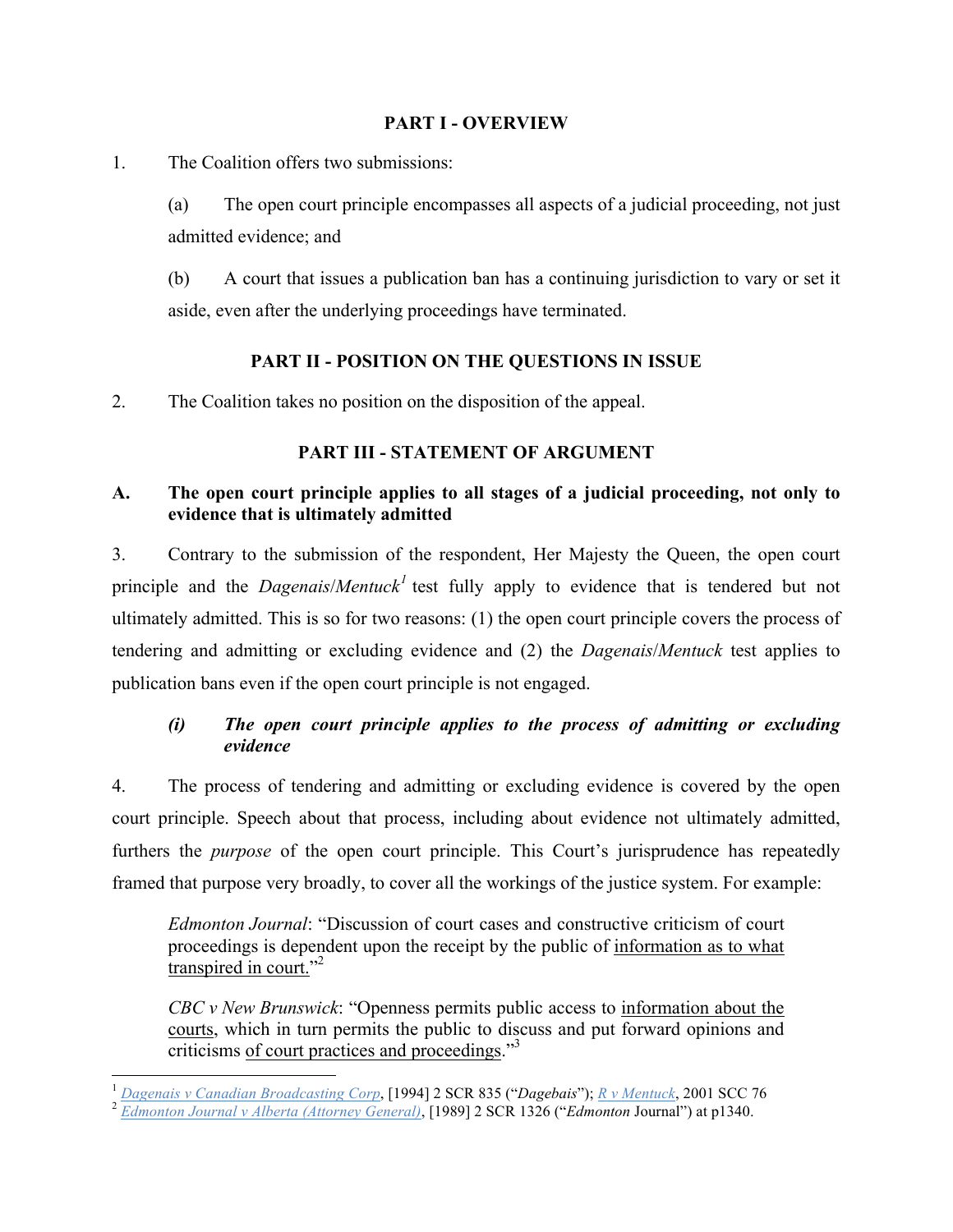## PART I - OVERVIEW

1. The Coalition offers two submissions:

   (a) The open court principle encompasses all aspects of a judicial proceeding, not just admitted evidence; and

   (b) A court that issues a publication ban has a continuing jurisdiction to vary or set it aside, even after the underlying proceedings have terminated.

## PART II - POSITION ON THE QUESTIONS IN ISSUE

2. The Coalition takes no position on the disposition of the appeal.

## PART III - STATEMENT OF ARGUMENT

### A. The open court principle applies to all stages of a judicial proceeding, not only to evidence that is ultimately admitted

3. Contrary to the submission of the respondent, Her Majesty the Queen, the open court principle and the *Dagenais*/*Mentuck*[1] test fully apply to evidence that is tendered but not ultimately admitted. This is so for two reasons: (1) the open court principle covers the process of tendering and admitting or excluding evidence and (2) the *Dagenais*/*Mentuck* test applies to publication bans even if the open court principle is not engaged.

#### *(i) The open court principle applies to the process of admitting or excluding evidence*

4. The process of tendering and admitting or excluding evidence is covered by the open court principle. Speech about that process, including about evidence not ultimately admitted, furthers the *purpose* of the open court principle. This Court's jurisprudence has repeatedly framed that purpose very broadly, to cover all the workings of the justice system. For example:

> *Edmonton Journal*: "Discussion of court cases and constructive criticism of court proceedings is dependent upon the receipt by the public of <u>information as to what transpired in court.</u>"[2]
>
> *CBC v New Brunswick*: "Openness permits public access to <u>information about the courts</u>, which in turn permits the public to discuss and put forward opinions and criticisms <u>of court practices and proceedings</u>."[3]

---

[1] *Dagenais v Canadian Broadcasting Corp*, [1994] 2 SCR 835 ("*Dagebais*"); *R v Mentuck*, 2001 SCC 76

[2] *Edmonton Journal v Alberta (Attorney General)*, [1989] 2 SCR 1326 ("*Edmonton* Journal") at p1340.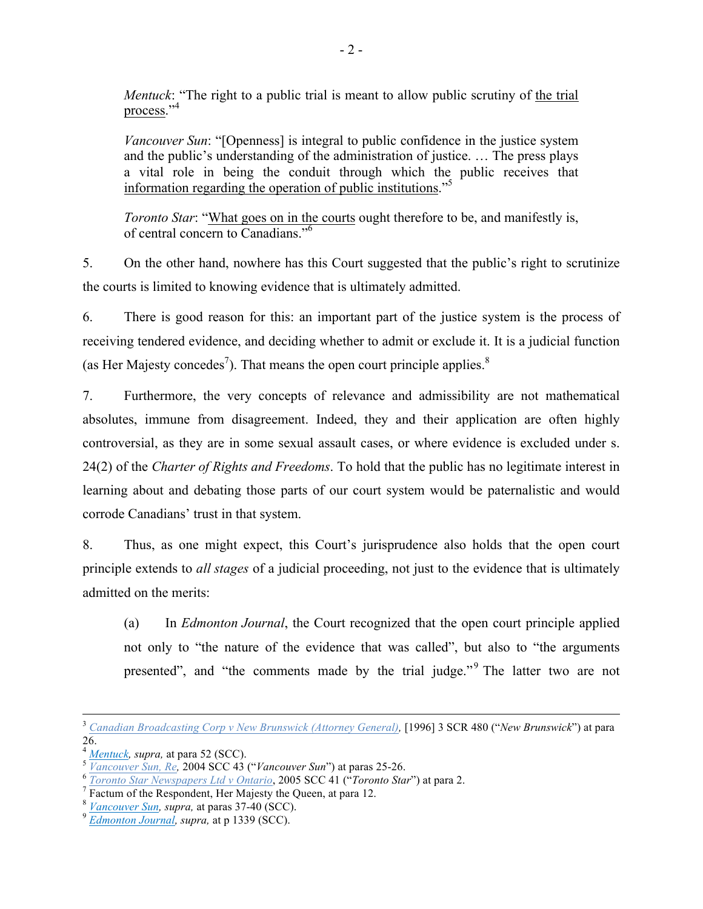*Mentuck*: "The right to a public trial is meant to allow public scrutiny of <u>the trial process</u>."[4]

*Vancouver Sun*: "[Openness] is integral to public confidence in the justice system and the public's understanding of the administration of justice. … The press plays a vital role in being the conduit through which the public receives that <u>information regarding the operation of public institutions</u>."[5]

*Toronto Star*: "<u>What goes on in the courts</u> ought therefore to be, and manifestly is, of central concern to Canadians."[6]

5. On the other hand, nowhere has this Court suggested that the public's right to scrutinize the courts is limited to knowing evidence that is ultimately admitted.

6. There is good reason for this: an important part of the justice system is the process of receiving tendered evidence, and deciding whether to admit or exclude it. It is a judicial function (as Her Majesty concedes[7]). That means the open court principle applies.[8]

7. Furthermore, the very concepts of relevance and admissibility are not mathematical absolutes, immune from disagreement. Indeed, they and their application are often highly controversial, as they are in some sexual assault cases, or where evidence is excluded under s. 24(2) of the *Charter of Rights and Freedoms*. To hold that the public has no legitimate interest in learning about and debating those parts of our court system would be paternalistic and would corrode Canadians' trust in that system.

8. Thus, as one might expect, this Court's jurisprudence also holds that the open court principle extends to *all stages* of a judicial proceeding, not just to the evidence that is ultimately admitted on the merits:

(a) In *Edmonton Journal*, the Court recognized that the open court principle applied not only to "the nature of the evidence that was called", but also to "the arguments presented", and "the comments made by the trial judge."[9] The latter two are not

---

[3] *Canadian Broadcasting Corp v New Brunswick (Attorney General)*, [1996] 3 SCR 480 ("*New Brunswick*") at para 26.

[4] *Mentuck, supra,* at para 52 (SCC).

[5] *Vancouver Sun, Re,* 2004 SCC 43 ("*Vancouver Sun*") at paras 25-26.

[6] *Toronto Star Newspapers Ltd v Ontario*, 2005 SCC 41 ("*Toronto Star*") at para 2.

[7] Factum of the Respondent, Her Majesty the Queen, at para 12.

[8] *Vancouver Sun, supra,* at paras 37-40 (SCC).

[9] *Edmonton Journal, supra,* at p 1339 (SCC).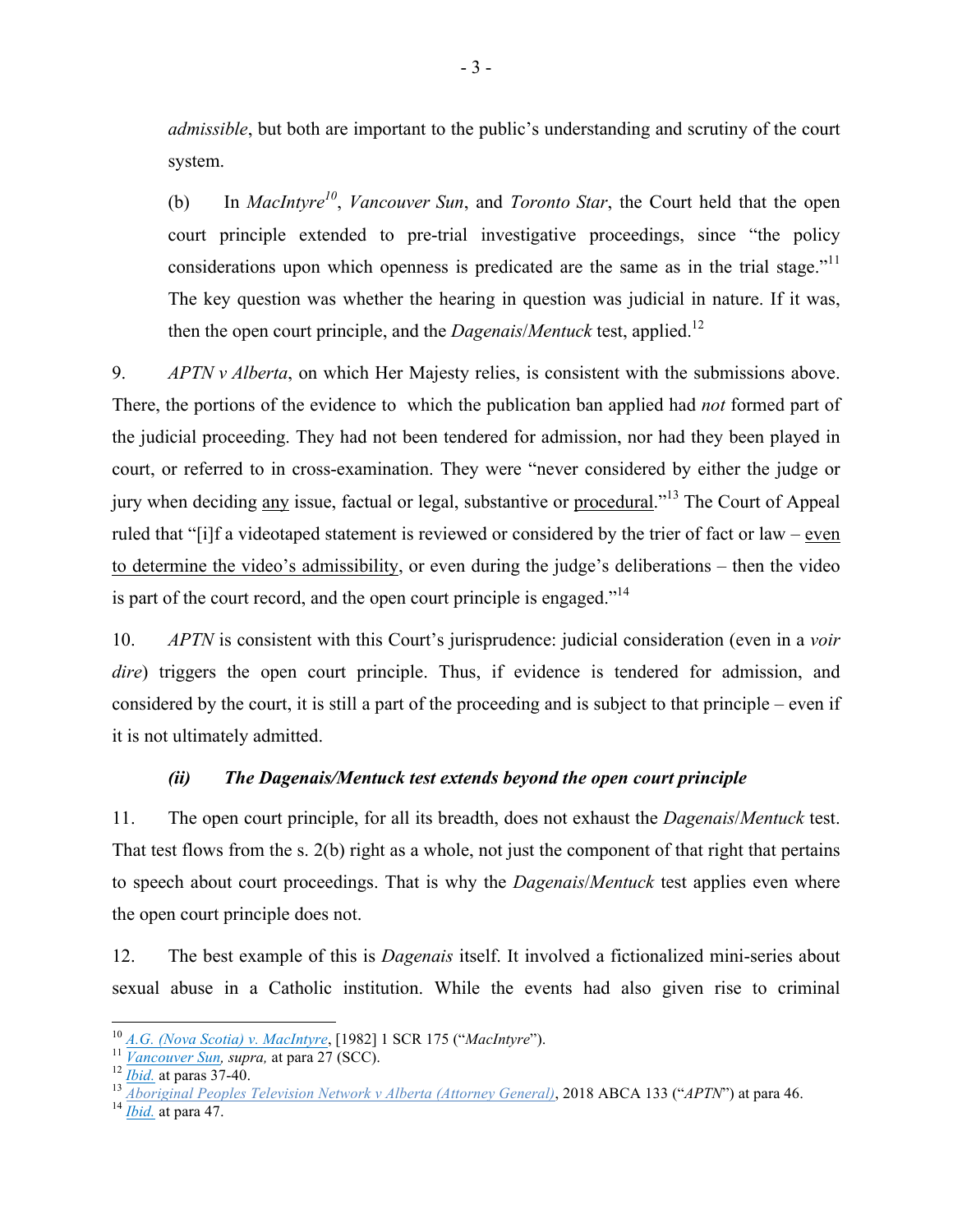*admissible*, but both are important to the public's understanding and scrutiny of the court system.

(b) In *MacIntyre*[10], *Vancouver Sun*, and *Toronto Star*, the Court held that the open court principle extended to pre-trial investigative proceedings, since "the policy considerations upon which openness is predicated are the same as in the trial stage."[11] The key question was whether the hearing in question was judicial in nature. If it was, then the open court principle, and the *Dagenais*/*Mentuck* test, applied.[12]

9. *APTN v Alberta*, on which Her Majesty relies, is consistent with the submissions above. There, the portions of the evidence to which the publication ban applied had *not* formed part of the judicial proceeding. They had not been tendered for admission, nor had they been played in court, or referred to in cross-examination. They were "never considered by either the judge or jury when deciding <u>any</u> issue, factual or legal, substantive or <u>procedural</u>."[13] The Court of Appeal ruled that "[i]f a videotaped statement is reviewed or considered by the trier of fact or law – <u>even to determine the video's admissibility</u>, or even during the judge's deliberations – then the video is part of the court record, and the open court principle is engaged."[14]

10. *APTN* is consistent with this Court's jurisprudence: judicial consideration (even in a *voir dire*) triggers the open court principle. Thus, if evidence is tendered for admission, and considered by the court, it is still a part of the proceeding and is subject to that principle – even if it is not ultimately admitted.

#### *(ii) The Dagenais/Mentuck test extends beyond the open court principle*

11. The open court principle, for all its breadth, does not exhaust the *Dagenais*/*Mentuck* test. That test flows from the s. 2(b) right as a whole, not just the component of that right that pertains to speech about court proceedings. That is why the *Dagenais*/*Mentuck* test applies even where the open court principle does not.

12. The best example of this is *Dagenais* itself. It involved a fictionalized mini-series about sexual abuse in a Catholic institution. While the events had also given rise to criminal

---

[10] *A.G. (Nova Scotia) v. MacIntyre*, [1982] 1 SCR 175 ("*MacIntyre*").

[11] *Vancouver Sun, supra,* at para 27 (SCC).

[12] *Ibid.* at paras 37-40.

[13] *Aboriginal Peoples Television Network v Alberta (Attorney General)*, 2018 ABCA 133 ("*APTN*") at para 46.

[14] *Ibid.* at para 47.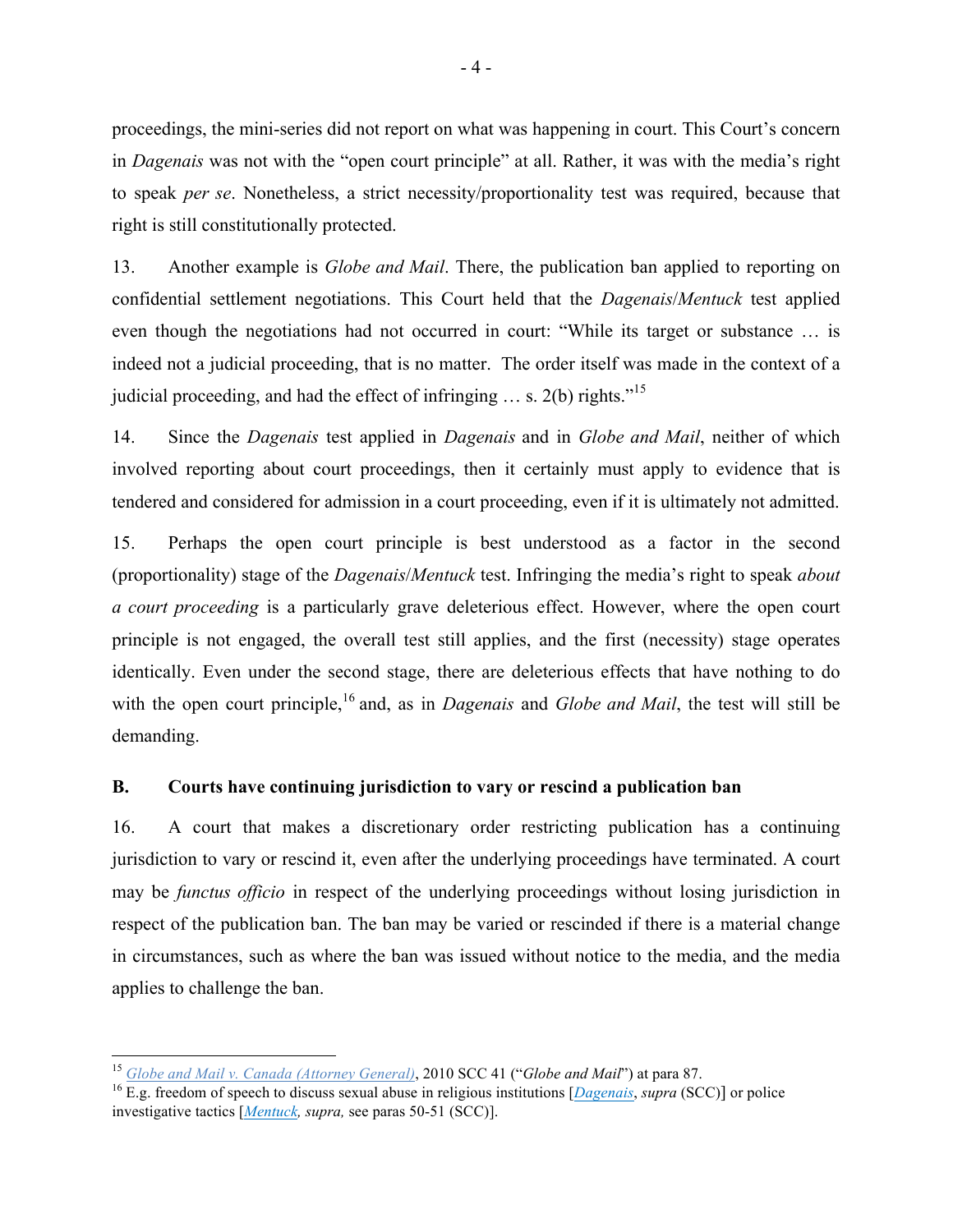proceedings, the mini-series did not report on what was happening in court. This Court's concern in *Dagenais* was not with the "open court principle" at all. Rather, it was with the media's right to speak *per se*. Nonetheless, a strict necessity/proportionality test was required, because that right is still constitutionally protected.

13. Another example is *Globe and Mail*. There, the publication ban applied to reporting on confidential settlement negotiations. This Court held that the *Dagenais*/*Mentuck* test applied even though the negotiations had not occurred in court: "While its target or substance … is indeed not a judicial proceeding, that is no matter. The order itself was made in the context of a judicial proceeding, and had the effect of infringing … s. 2(b) rights."[15]

14. Since the *Dagenais* test applied in *Dagenais* and in *Globe and Mail*, neither of which involved reporting about court proceedings, then it certainly must apply to evidence that is tendered and considered for admission in a court proceeding, even if it is ultimately not admitted.

15. Perhaps the open court principle is best understood as a factor in the second (proportionality) stage of the *Dagenais*/*Mentuck* test. Infringing the media's right to speak *about a court proceeding* is a particularly grave deleterious effect. However, where the open court principle is not engaged, the overall test still applies, and the first (necessity) stage operates identically. Even under the second stage, there are deleterious effects that have nothing to do with the open court principle,[16] and, as in *Dagenais* and *Globe and Mail*, the test will still be demanding.

## B. Courts have continuing jurisdiction to vary or rescind a publication ban

16. A court that makes a discretionary order restricting publication has a continuing jurisdiction to vary or rescind it, even after the underlying proceedings have terminated. A court may be *functus officio* in respect of the underlying proceedings without losing jurisdiction in respect of the publication ban. The ban may be varied or rescinded if there is a material change in circumstances, such as where the ban was issued without notice to the media, and the media applies to challenge the ban.

---

[15] *Globe and Mail v. Canada (Attorney General)*, 2010 SCC 41 ("*Globe and Mail*") at para 87.

[16] E.g. freedom of speech to discuss sexual abuse in religious institutions [*Dagenais*, *supra* (SCC)] or police investigative tactics [*Mentuck, supra,* see paras 50-51 (SCC)].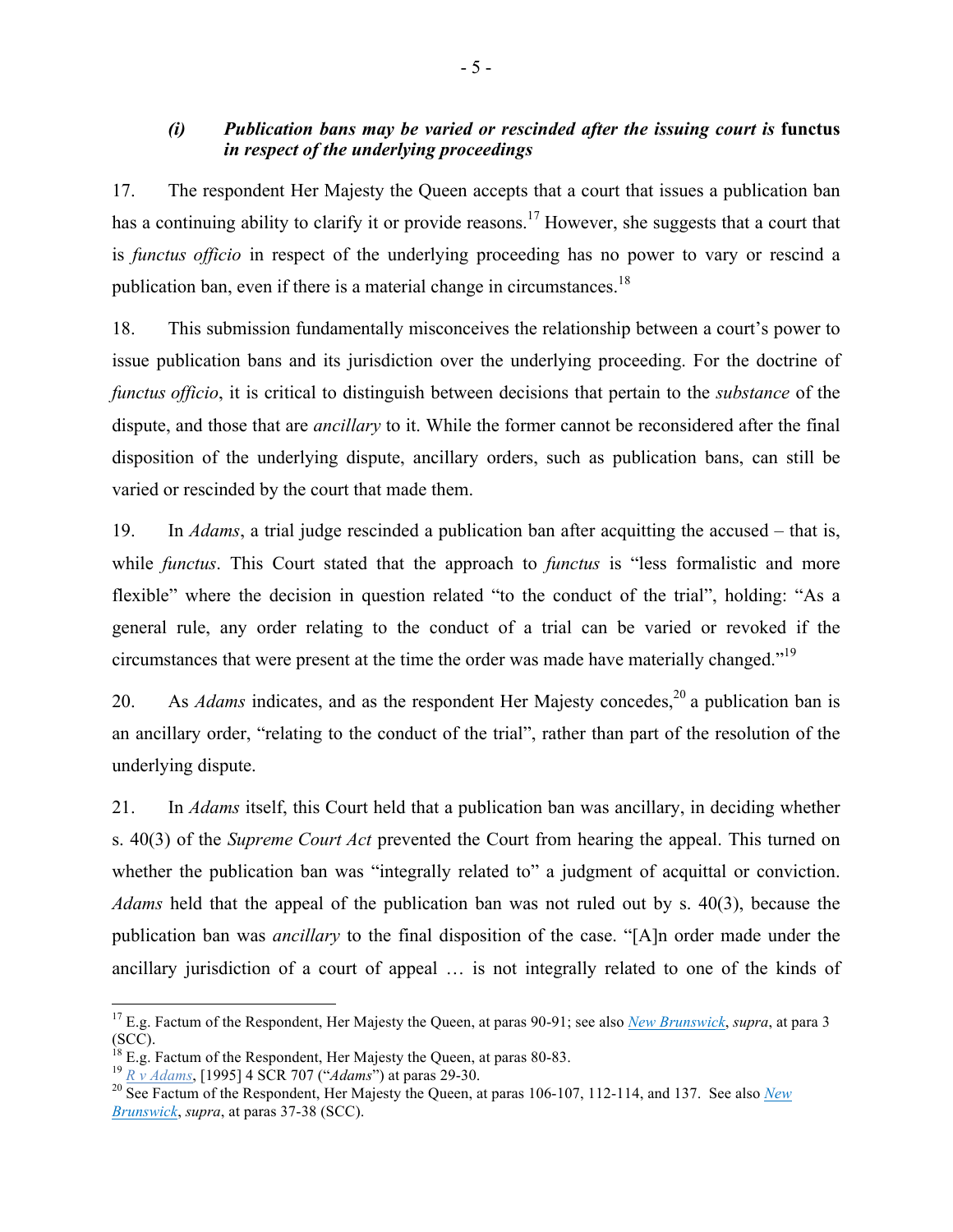### *(i) Publication bans may be varied or rescinded after the issuing court is* **functus** *in respect of the underlying proceedings*

17. The respondent Her Majesty the Queen accepts that a court that issues a publication ban has a continuing ability to clarify it or provide reasons.[17] However, she suggests that a court that is *functus officio* in respect of the underlying proceeding has no power to vary or rescind a publication ban, even if there is a material change in circumstances.[18]

18. This submission fundamentally misconceives the relationship between a court's power to issue publication bans and its jurisdiction over the underlying proceeding. For the doctrine of *functus officio*, it is critical to distinguish between decisions that pertain to the *substance* of the dispute, and those that are *ancillary* to it. While the former cannot be reconsidered after the final disposition of the underlying dispute, ancillary orders, such as publication bans, can still be varied or rescinded by the court that made them.

19. In *Adams*, a trial judge rescinded a publication ban after acquitting the accused – that is, while *functus*. This Court stated that the approach to *functus* is "less formalistic and more flexible" where the decision in question related "to the conduct of the trial", holding: "As a general rule, any order relating to the conduct of a trial can be varied or revoked if the circumstances that were present at the time the order was made have materially changed."[19]

20. As *Adams* indicates, and as the respondent Her Majesty concedes,[20] a publication ban is an ancillary order, "relating to the conduct of the trial", rather than part of the resolution of the underlying dispute.

21. In *Adams* itself, this Court held that a publication ban was ancillary, in deciding whether s. 40(3) of the *Supreme Court Act* prevented the Court from hearing the appeal. This turned on whether the publication ban was "integrally related to" a judgment of acquittal or conviction. *Adams* held that the appeal of the publication ban was not ruled out by s. 40(3), because the publication ban was *ancillary* to the final disposition of the case. "[A]n order made under the ancillary jurisdiction of a court of appeal … is not integrally related to one of the kinds of

---

[17] E.g. Factum of the Respondent, Her Majesty the Queen, at paras 90-91; see also *New Brunswick*, *supra*, at para 3 (SCC).

[18] E.g. Factum of the Respondent, Her Majesty the Queen, at paras 80-83.

[19] *R v Adams*, [1995] 4 SCR 707 ("*Adams*") at paras 29-30.

[20] See Factum of the Respondent, Her Majesty the Queen, at paras 106-107, 112-114, and 137. See also *New Brunswick*, *supra*, at paras 37-38 (SCC).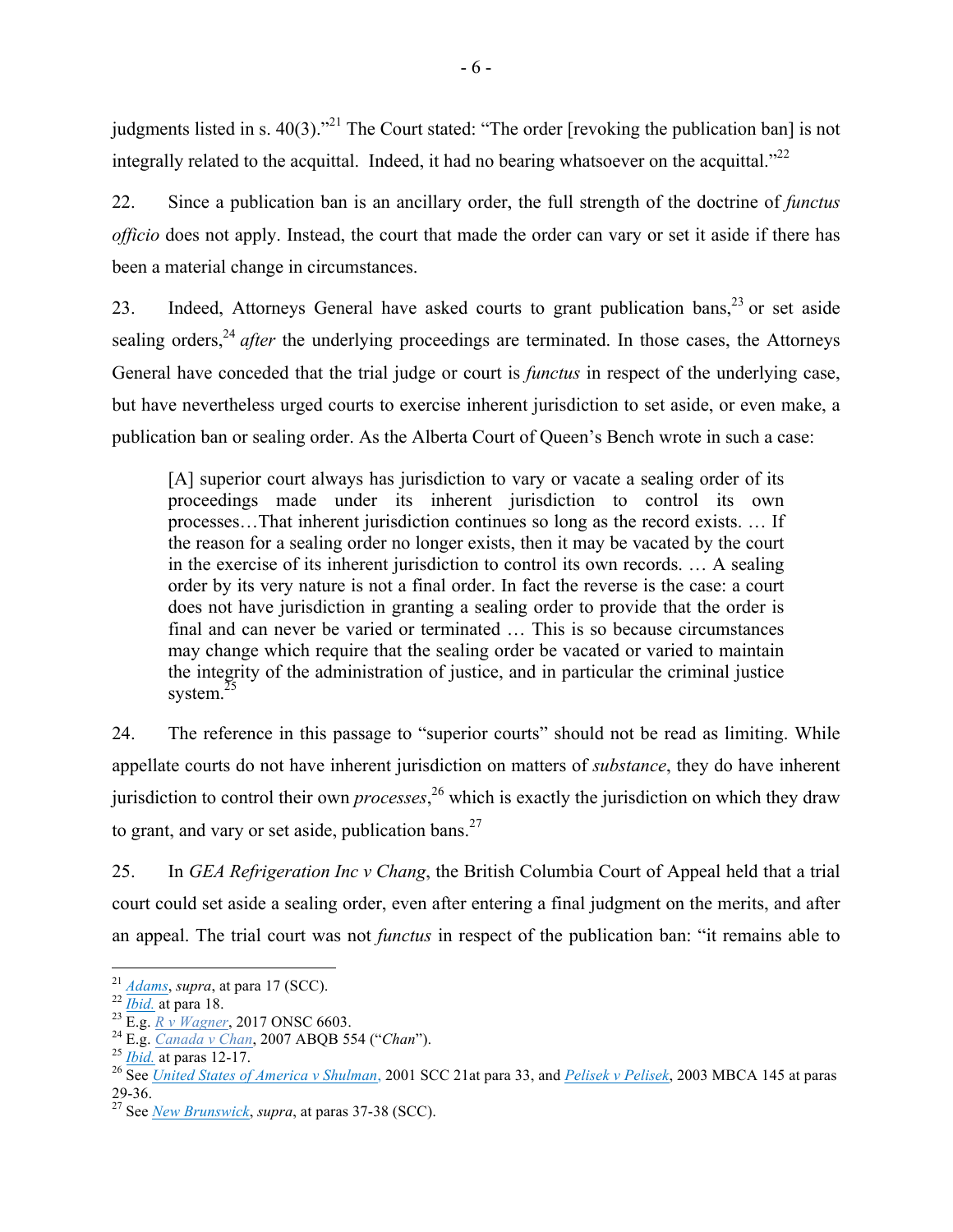judgments listed in s. 40(3)."[21] The Court stated: "The order [revoking the publication ban] is not integrally related to the acquittal. Indeed, it had no bearing whatsoever on the acquittal."[22]

22. Since a publication ban is an ancillary order, the full strength of the doctrine of *functus officio* does not apply. Instead, the court that made the order can vary or set it aside if there has been a material change in circumstances.

23. Indeed, Attorneys General have asked courts to grant publication bans,[23] or set aside sealing orders,[24] *after* the underlying proceedings are terminated. In those cases, the Attorneys General have conceded that the trial judge or court is *functus* in respect of the underlying case, but have nevertheless urged courts to exercise inherent jurisdiction to set aside, or even make, a publication ban or sealing order. As the Alberta Court of Queen's Bench wrote in such a case:

> [A] superior court always has jurisdiction to vary or vacate a sealing order of its proceedings made under its inherent jurisdiction to control its own processes…That inherent jurisdiction continues so long as the record exists. … If the reason for a sealing order no longer exists, then it may be vacated by the court in the exercise of its inherent jurisdiction to control its own records. … A sealing order by its very nature is not a final order. In fact the reverse is the case: a court does not have jurisdiction in granting a sealing order to provide that the order is final and can never be varied or terminated … This is so because circumstances may change which require that the sealing order be vacated or varied to maintain the integrity of the administration of justice, and in particular the criminal justice system.[25]

24. The reference in this passage to "superior courts" should not be read as limiting. While appellate courts do not have inherent jurisdiction on matters of *substance*, they do have inherent jurisdiction to control their own *processes*,[26] which is exactly the jurisdiction on which they draw to grant, and vary or set aside, publication bans.[27]

25. In *GEA Refrigeration Inc v Chang*, the British Columbia Court of Appeal held that a trial court could set aside a sealing order, even after entering a final judgment on the merits, and after an appeal. The trial court was not *functus* in respect of the publication ban: "it remains able to

---

[21] *Adams*, *supra*, at para 17 (SCC).
[22] *Ibid.* at para 18.
[23] E.g. *R v Wagner*, 2017 ONSC 6603.
[24] E.g. *Canada v Chan*, 2007 ABQB 554 ("*Chan*").
[25] *Ibid.* at paras 12-17.
[26] See *United States of America v Shulman*, 2001 SCC 21at para 33, and *Pelisek v Pelisek*, 2003 MBCA 145 at paras 29-36.
[27] See *New Brunswick*, *supra*, at paras 37-38 (SCC).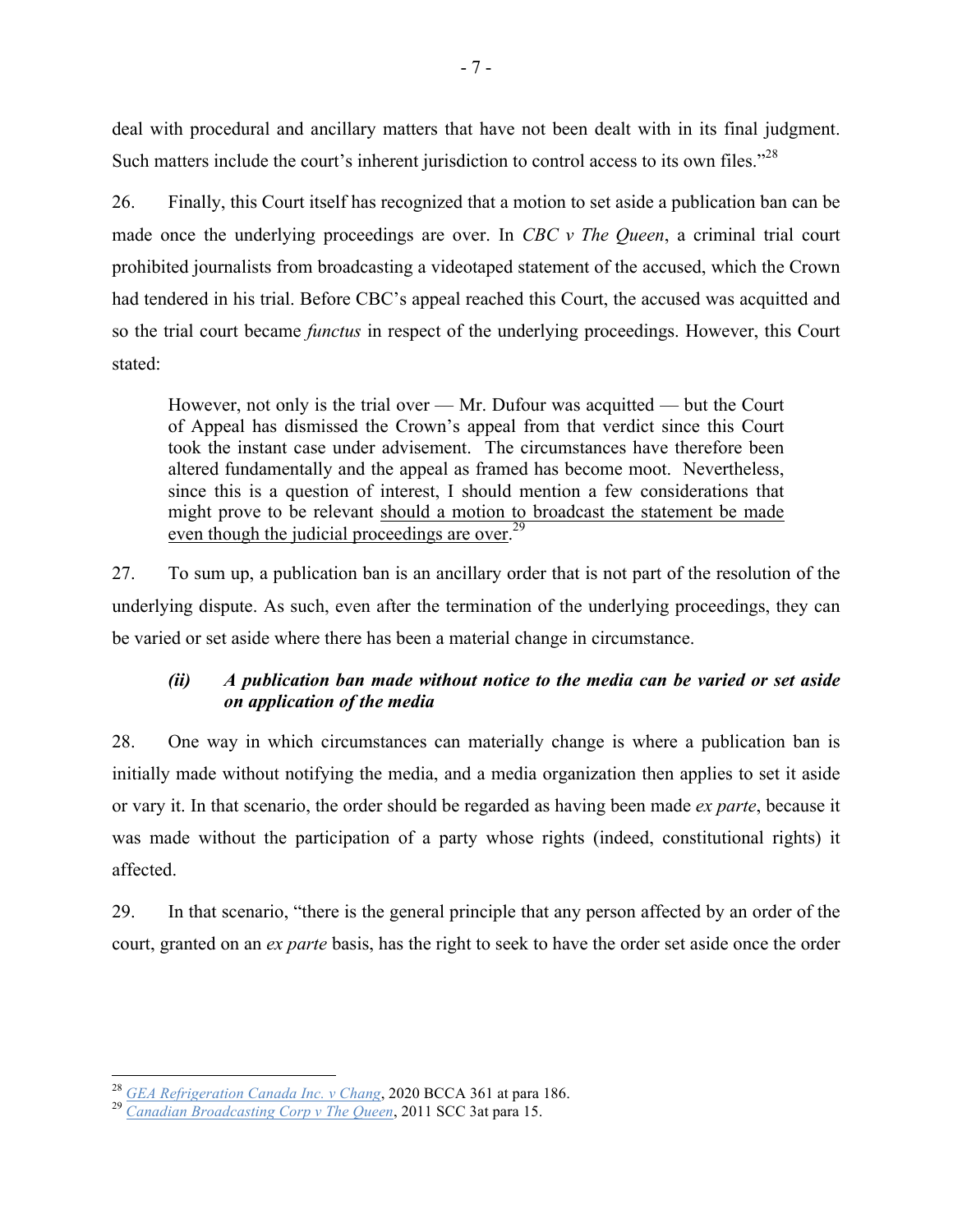deal with procedural and ancillary matters that have not been dealt with in its final judgment. Such matters include the court's inherent jurisdiction to control access to its own files."[28]

26. Finally, this Court itself has recognized that a motion to set aside a publication ban can be made once the underlying proceedings are over. In *CBC v The Queen*, a criminal trial court prohibited journalists from broadcasting a videotaped statement of the accused, which the Crown had tendered in his trial. Before CBC's appeal reached this Court, the accused was acquitted and so the trial court became *functus* in respect of the underlying proceedings. However, this Court stated:

> However, not only is the trial over — Mr. Dufour was acquitted — but the Court of Appeal has dismissed the Crown's appeal from that verdict since this Court took the instant case under advisement. The circumstances have therefore been altered fundamentally and the appeal as framed has become moot. Nevertheless, since this is a question of interest, I should mention a few considerations that might prove to be relevant <u>should a motion to broadcast the statement be made even though the judicial proceedings are over</u>.[29]

27. To sum up, a publication ban is an ancillary order that is not part of the resolution of the underlying dispute. As such, even after the termination of the underlying proceedings, they can be varied or set aside where there has been a material change in circumstance.

### *(ii) A publication ban made without notice to the media can be varied or set aside on application of the media*

28. One way in which circumstances can materially change is where a publication ban is initially made without notifying the media, and a media organization then applies to set it aside or vary it. In that scenario, the order should be regarded as having been made *ex parte*, because it was made without the participation of a party whose rights (indeed, constitutional rights) it affected.

29. In that scenario, "there is the general principle that any person affected by an order of the court, granted on an *ex parte* basis, has the right to seek to have the order set aside once the order

---

[28] *GEA Refrigeration Canada Inc. v Chang*, 2020 BCCA 361 at para 186.

[29] *Canadian Broadcasting Corp v The Queen*, 2011 SCC 3at para 15.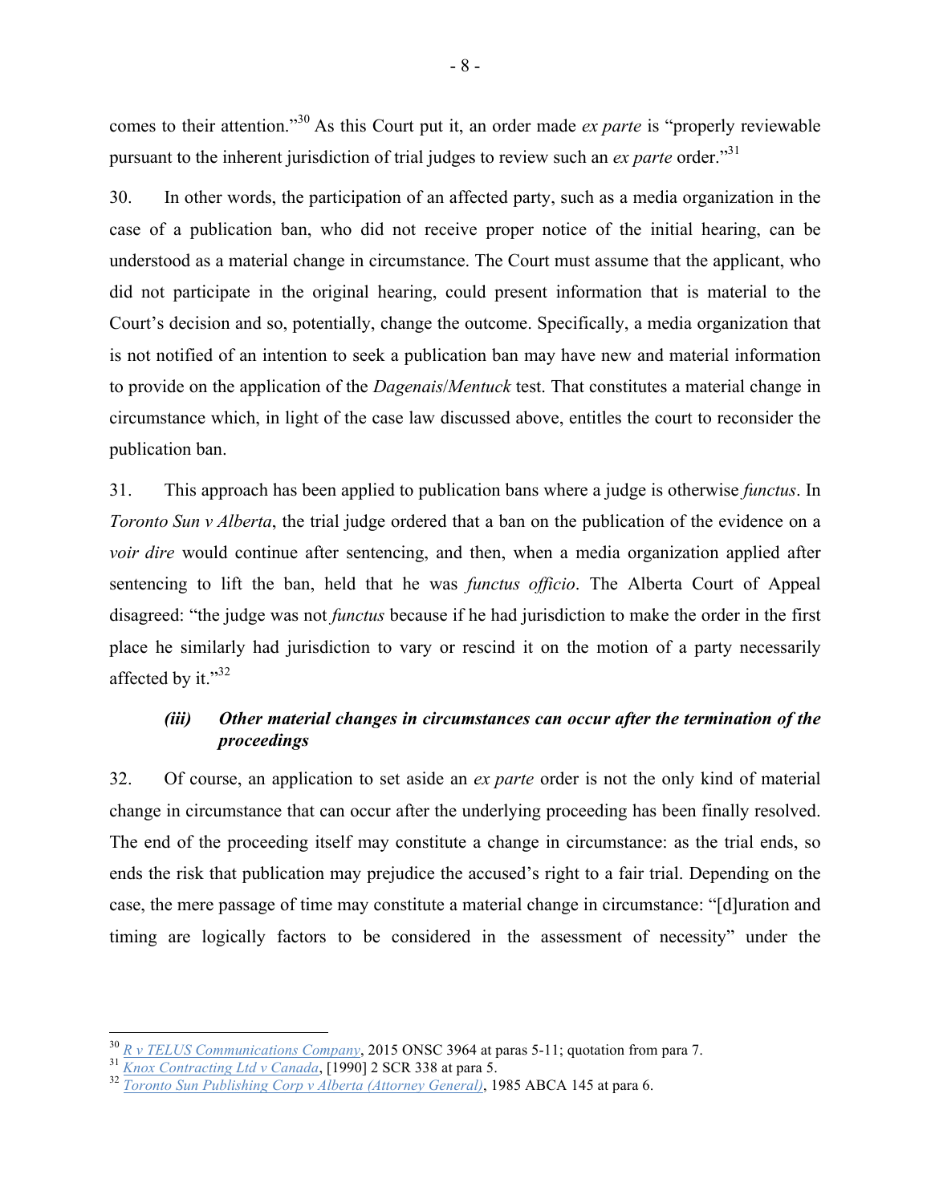comes to their attention."[30] As this Court put it, an order made *ex parte* is "properly reviewable pursuant to the inherent jurisdiction of trial judges to review such an *ex parte* order."[31]

30. In other words, the participation of an affected party, such as a media organization in the case of a publication ban, who did not receive proper notice of the initial hearing, can be understood as a material change in circumstance. The Court must assume that the applicant, who did not participate in the original hearing, could present information that is material to the Court's decision and so, potentially, change the outcome. Specifically, a media organization that is not notified of an intention to seek a publication ban may have new and material information to provide on the application of the *Dagenais*/*Mentuck* test. That constitutes a material change in circumstance which, in light of the case law discussed above, entitles the court to reconsider the publication ban.

31. This approach has been applied to publication bans where a judge is otherwise *functus*. In *Toronto Sun v Alberta*, the trial judge ordered that a ban on the publication of the evidence on a *voir dire* would continue after sentencing, and then, when a media organization applied after sentencing to lift the ban, held that he was *functus officio*. The Alberta Court of Appeal disagreed: "the judge was not *functus* because if he had jurisdiction to make the order in the first place he similarly had jurisdiction to vary or rescind it on the motion of a party necessarily affected by it."[32]

### *(iii) Other material changes in circumstances can occur after the termination of the proceedings*

32. Of course, an application to set aside an *ex parte* order is not the only kind of material change in circumstance that can occur after the underlying proceeding has been finally resolved. The end of the proceeding itself may constitute a change in circumstance: as the trial ends, so ends the risk that publication may prejudice the accused's right to a fair trial. Depending on the case, the mere passage of time may constitute a material change in circumstance: "[d]uration and timing are logically factors to be considered in the assessment of necessity" under the

---

[30] *R v TELUS Communications Company*, 2015 ONSC 3964 at paras 5-11; quotation from para 7.

[31] *Knox Contracting Ltd v Canada*, [1990] 2 SCR 338 at para 5.

[32] *Toronto Sun Publishing Corp v Alberta (Attorney General)*, 1985 ABCA 145 at para 6.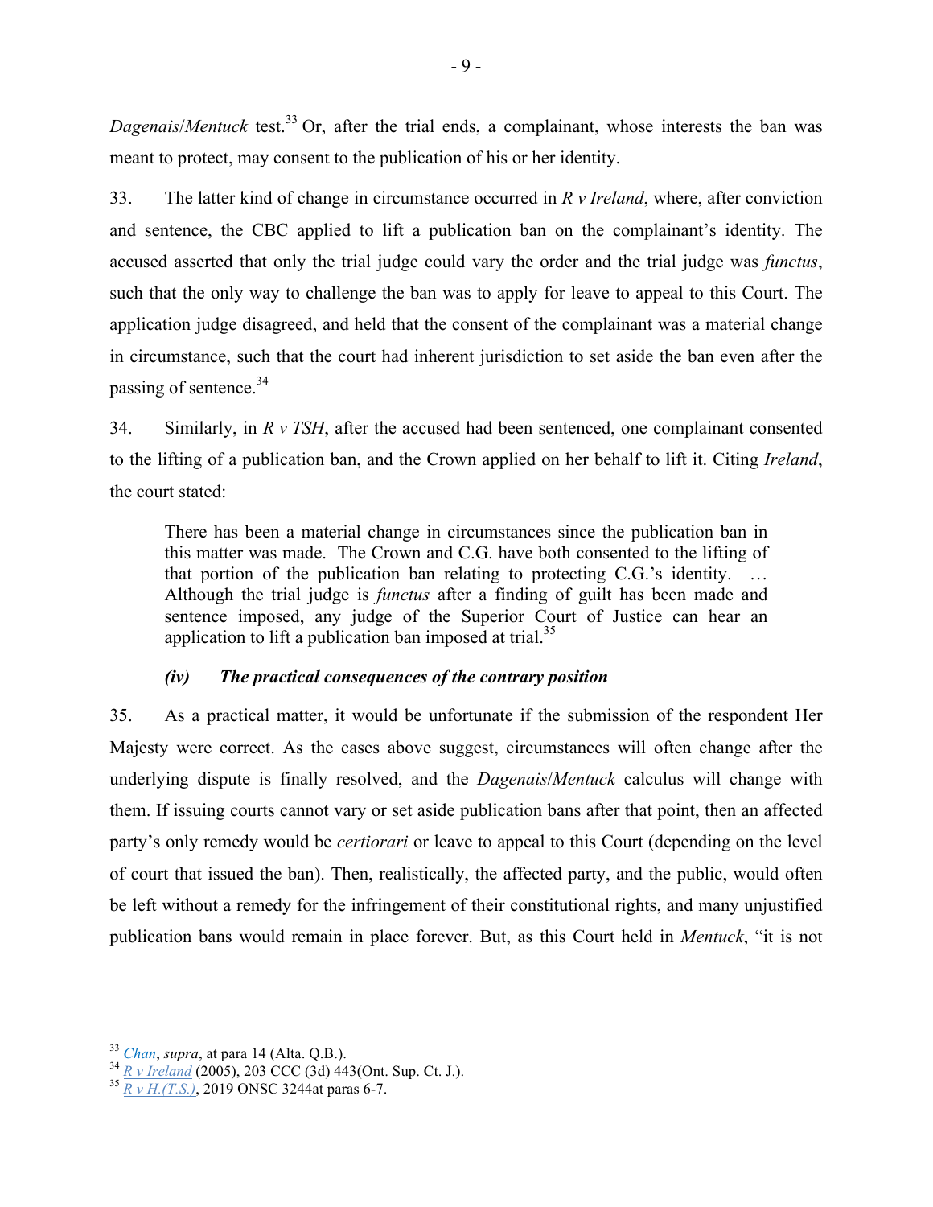*Dagenais*/*Mentuck* test.[33] Or, after the trial ends, a complainant, whose interests the ban was meant to protect, may consent to the publication of his or her identity.

33. The latter kind of change in circumstance occurred in *R v Ireland*, where, after conviction and sentence, the CBC applied to lift a publication ban on the complainant's identity. The accused asserted that only the trial judge could vary the order and the trial judge was *functus*, such that the only way to challenge the ban was to apply for leave to appeal to this Court. The application judge disagreed, and held that the consent of the complainant was a material change in circumstance, such that the court had inherent jurisdiction to set aside the ban even after the passing of sentence.[34]

34. Similarly, in *R v TSH*, after the accused had been sentenced, one complainant consented to the lifting of a publication ban, and the Crown applied on her behalf to lift it. Citing *Ireland*, the court stated:

> There has been a material change in circumstances since the publication ban in this matter was made. The Crown and C.G. have both consented to the lifting of that portion of the publication ban relating to protecting C.G.'s identity. … Although the trial judge is *functus* after a finding of guilt has been made and sentence imposed, any judge of the Superior Court of Justice can hear an application to lift a publication ban imposed at trial.[35]

### *(iv) The practical consequences of the contrary position*

35. As a practical matter, it would be unfortunate if the submission of the respondent Her Majesty were correct. As the cases above suggest, circumstances will often change after the underlying dispute is finally resolved, and the *Dagenais*/*Mentuck* calculus will change with them. If issuing courts cannot vary or set aside publication bans after that point, then an affected party's only remedy would be *certiorari* or leave to appeal to this Court (depending on the level of court that issued the ban). Then, realistically, the affected party, and the public, would often be left without a remedy for the infringement of their constitutional rights, and many unjustified publication bans would remain in place forever. But, as this Court held in *Mentuck*, "it is not

---

[33] *Chan*, *supra*, at para 14 (Alta. Q.B.).

[34] *R v Ireland* (2005), 203 CCC (3d) 443(Ont. Sup. Ct. J.).

[35] *R v H.(T.S.)*, 2019 ONSC 3244at paras 6-7.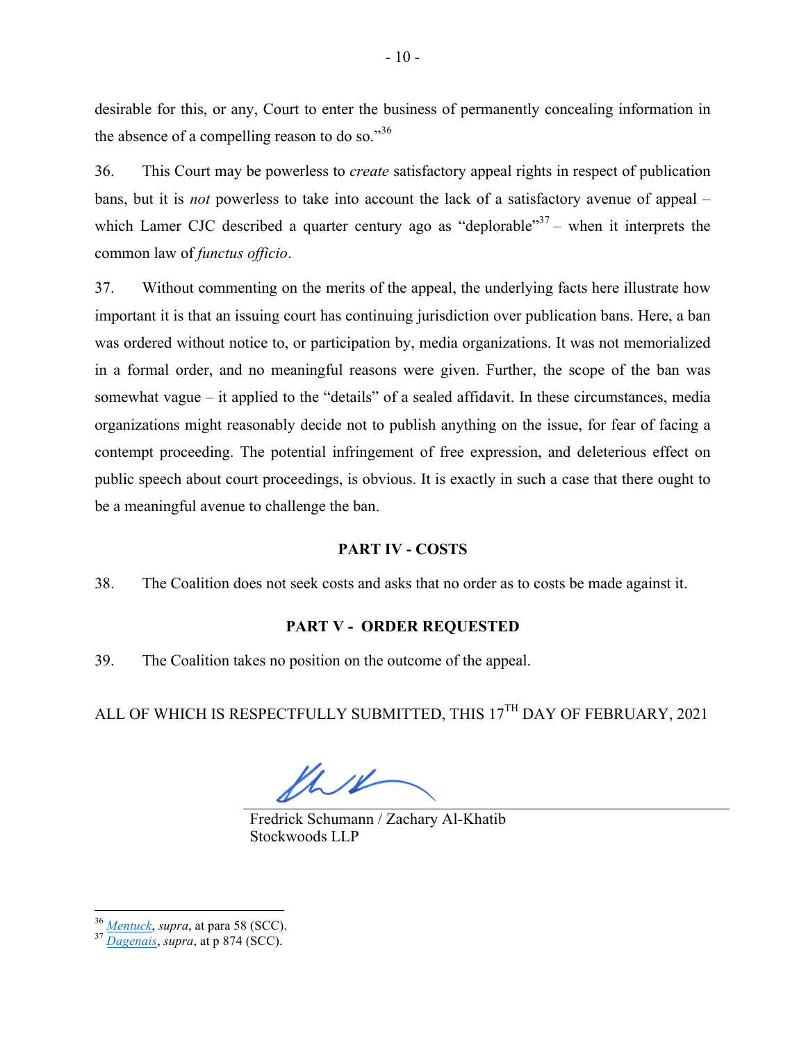desirable for this, or any, Court to enter the business of permanently concealing information in the absence of a compelling reason to do so."[36]

36. This Court may be powerless to *create* satisfactory appeal rights in respect of publication bans, but it is *not* powerless to take into account the lack of a satisfactory avenue of appeal – which Lamer CJC described a quarter century ago as "deplorable"[37] – when it interprets the common law of *functus officio*.

37. Without commenting on the merits of the appeal, the underlying facts here illustrate how important it is that an issuing court has continuing jurisdiction over publication bans. Here, a ban was ordered without notice to, or participation by, media organizations. It was not memorialized in a formal order, and no meaningful reasons were given. Further, the scope of the ban was somewhat vague – it applied to the "details" of a sealed affidavit. In these circumstances, media organizations might reasonably decide not to publish anything on the issue, for fear of facing a contempt proceeding. The potential infringement of free expression, and deleterious effect on public speech about court proceedings, is obvious. It is exactly in such a case that there ought to be a meaningful avenue to challenge the ban.

## PART IV - COSTS

38. The Coalition does not seek costs and asks that no order as to costs be made against it.

## PART V - ORDER REQUESTED

39. The Coalition takes no position on the outcome of the appeal.

ALL OF WHICH IS RESPECTFULLY SUBMITTED, THIS 17TH DAY OF FEBRUARY, 2021

Fredrick Schumann / Zachary Al-Khatib
Stockwoods LLP

---

[36] *Mentuck*, *supra*, at para 58 (SCC).

[37] *Dagenais*, *supra*, at p 874 (SCC).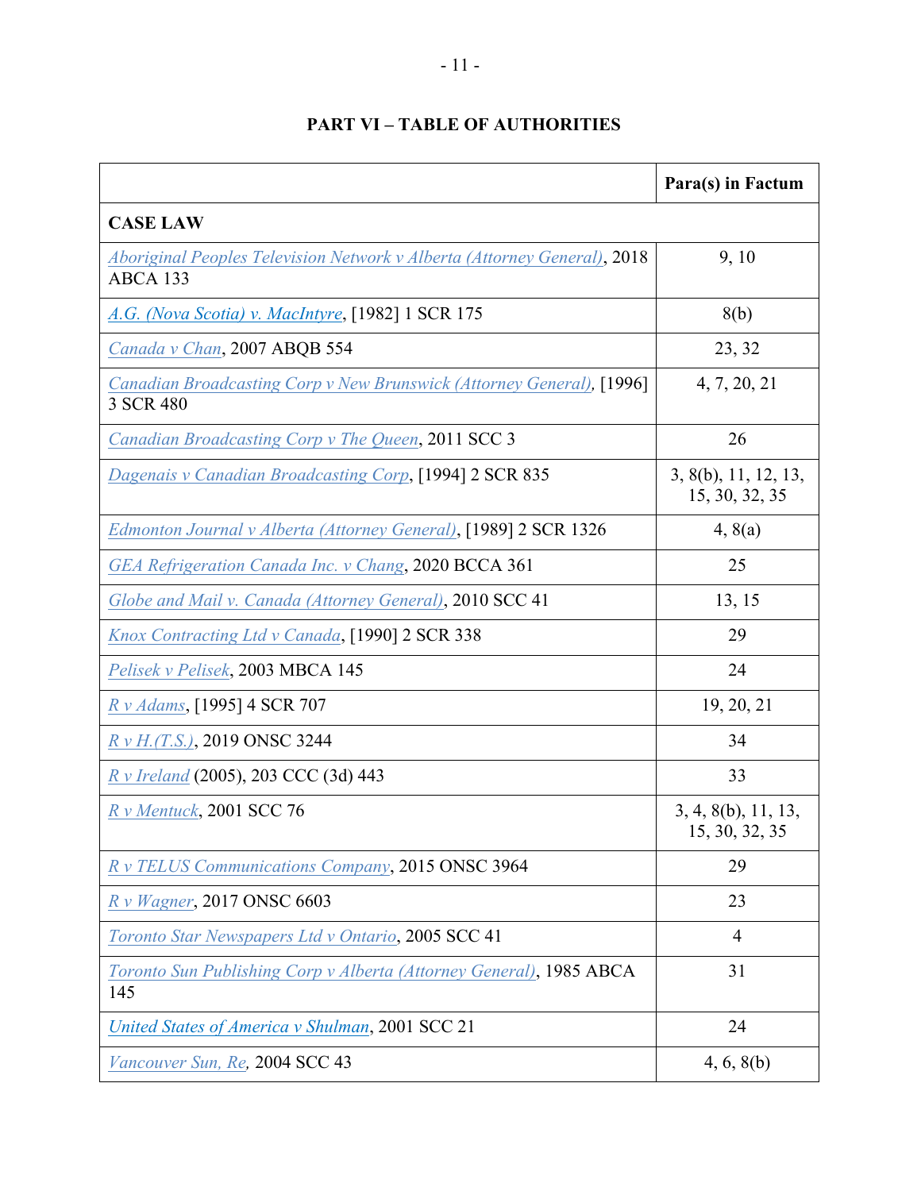## PART VI – TABLE OF AUTHORITIES

| | Para(s) in Factum |
|---|---|
| **CASE LAW** | |
| *Aboriginal Peoples Television Network v Alberta (Attorney General)*, 2018 ABCA 133 | 9, 10 |
| *A.G. (Nova Scotia) v. MacIntyre*, [1982] 1 SCR 175 | 8(b) |
| *Canada v Chan*, 2007 ABQB 554 | 23, 32 |
| *Canadian Broadcasting Corp v New Brunswick (Attorney General),* [1996] 3 SCR 480 | 4, 7, 20, 21 |
| *Canadian Broadcasting Corp v The Queen*, 2011 SCC 3 | 26 |
| *Dagenais v Canadian Broadcasting Corp*, [1994] 2 SCR 835 | 3, 8(b), 11, 12, 13, 15, 30, 32, 35 |
| *Edmonton Journal v Alberta (Attorney General)*, [1989] 2 SCR 1326 | 4, 8(a) |
| *GEA Refrigeration Canada Inc. v Chang*, 2020 BCCA 361 | 25 |
| *Globe and Mail v. Canada (Attorney General)*, 2010 SCC 41 | 13, 15 |
| *Knox Contracting Ltd v Canada*, [1990] 2 SCR 338 | 29 |
| *Pelisek v Pelisek*, 2003 MBCA 145 | 24 |
| *R v Adams*, [1995] 4 SCR 707 | 19, 20, 21 |
| *R v H.(T.S.)*, 2019 ONSC 3244 | 34 |
| *R v Ireland* (2005), 203 CCC (3d) 443 | 33 |
| *R v Mentuck*, 2001 SCC 76 | 3, 4, 8(b), 11, 13, 15, 30, 32, 35 |
| *R v TELUS Communications Company*, 2015 ONSC 3964 | 29 |
| *R v Wagner*, 2017 ONSC 6603 | 23 |
| *Toronto Star Newspapers Ltd v Ontario*, 2005 SCC 41 | 4 |
| *Toronto Sun Publishing Corp v Alberta (Attorney General)*, 1985 ABCA 145 | 31 |
| *United States of America v Shulman*, 2001 SCC 21 | 24 |
| *Vancouver Sun, Re,* 2004 SCC 43 | 4, 6, 8(b) |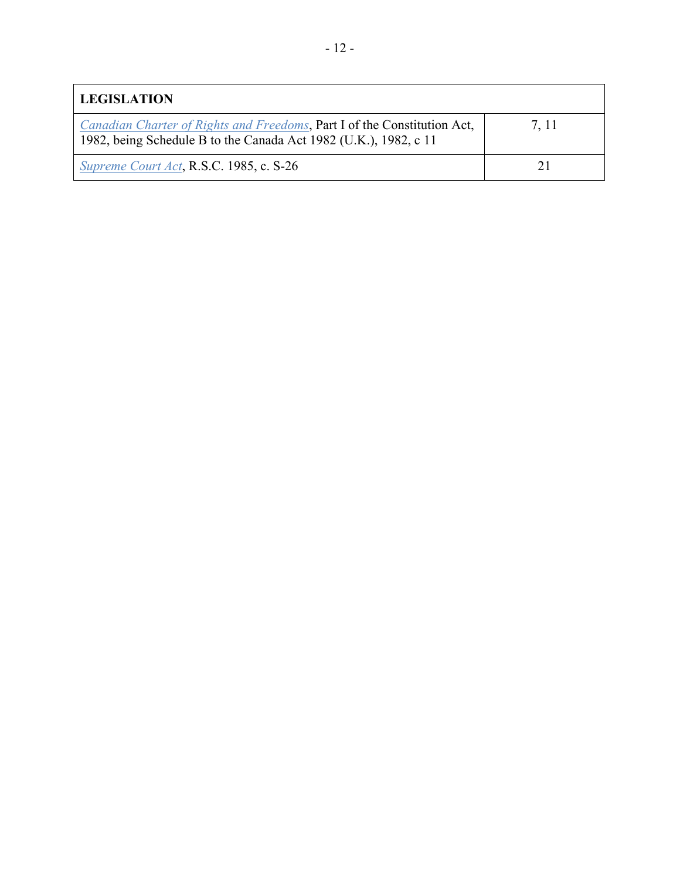| LEGISLATION | |
|---|---|
| *Canadian Charter of Rights and Freedoms*, Part I of the Constitution Act, 1982, being Schedule B to the Canada Act 1982 (U.K.), 1982, c 11 | 7, 11 |
| *Supreme Court Act*, R.S.C. 1985, c. S-26 | 21 |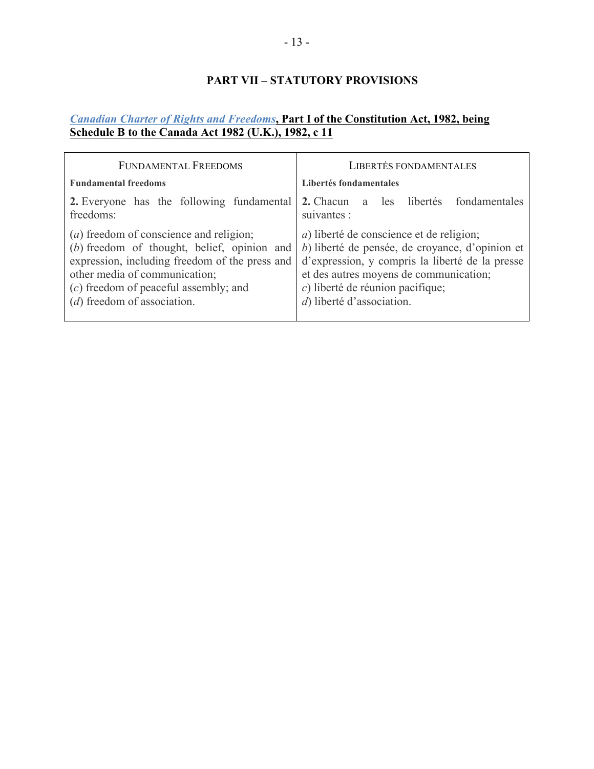## PART VII – STATUTORY PROVISIONS

***Canadian Charter of Rights and Freedoms*, Part I of the Constitution Act, 1982, being Schedule B to the Canada Act 1982 (U.K.), 1982, c 11**

| FUNDAMENTAL FREEDOMS | LIBERTÉS FONDAMENTALES |
|---|---|
| **Fundamental freedoms** | **Libertés fondamentales** |
| **2.** Everyone has the following fundamental freedoms: | **2.** Chacun a les libertés fondamentales suivantes : |
| (*a*) freedom of conscience and religion;<br>(*b*) freedom of thought, belief, opinion and expression, including freedom of the press and other media of communication;<br>(*c*) freedom of peaceful assembly; and<br>(*d*) freedom of association. | *a*) liberté de conscience et de religion;<br>*b*) liberté de pensée, de croyance, d'opinion et d'expression, y compris la liberté de la presse et des autres moyens de communication;<br>*c*) liberté de réunion pacifique;<br>*d*) liberté d'association. |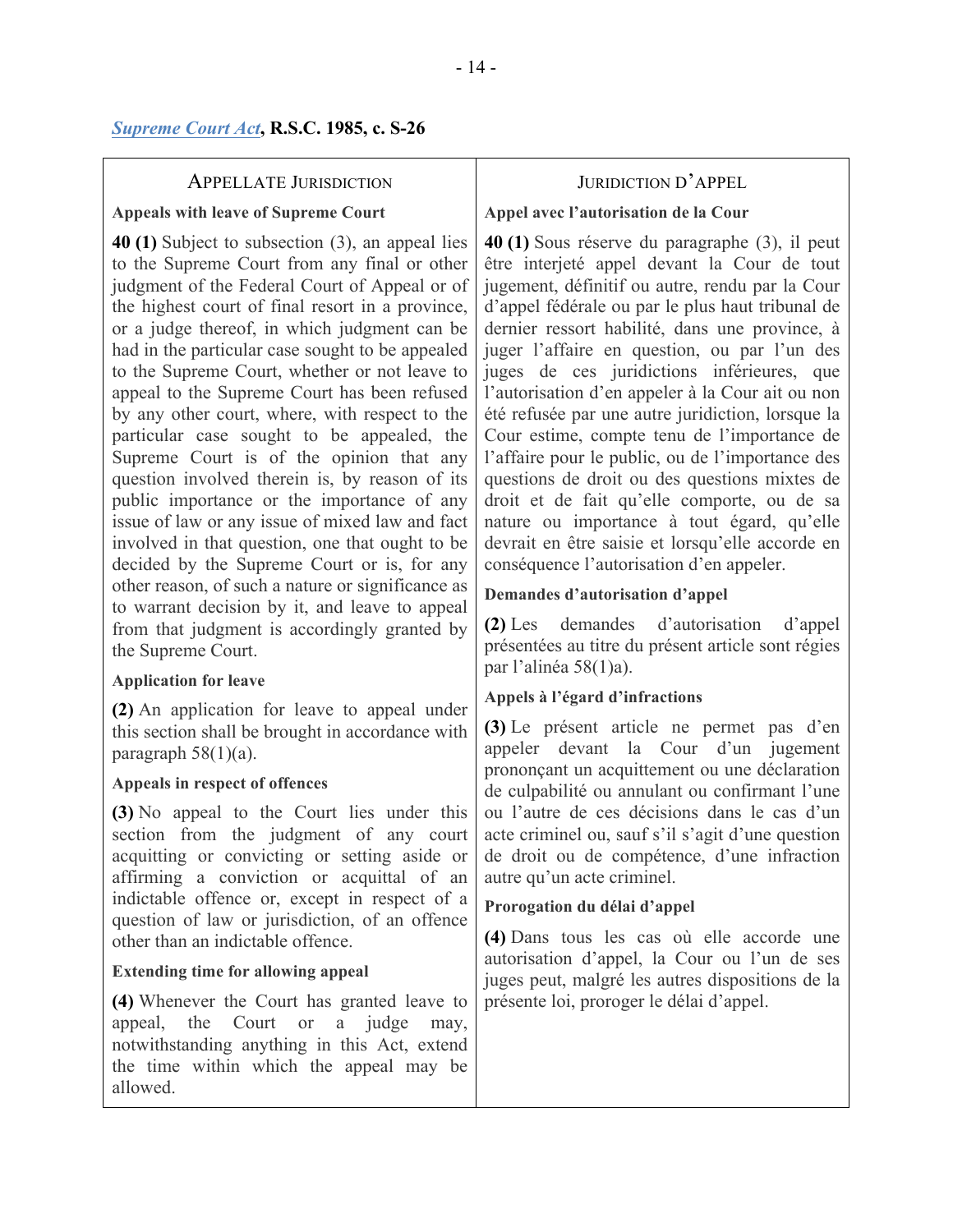*Supreme Court Act*, **R.S.C. 1985, c. S-26**

| APPELLATE JURISDICTION | JURIDICTION D'APPEL |
| --- | --- |
| **Appeals with leave of Supreme Court** | **Appel avec l'autorisation de la Cour** |
| **40 (1)** Subject to subsection (3), an appeal lies to the Supreme Court from any final or other judgment of the Federal Court of Appeal or of the highest court of final resort in a province, or a judge thereof, in which judgment can be had in the particular case sought to be appealed to the Supreme Court, whether or not leave to appeal to the Supreme Court has been refused by any other court, where, with respect to the particular case sought to be appealed, the Supreme Court is of the opinion that any question involved therein is, by reason of its public importance or the importance of any issue of law or any issue of mixed law and fact involved in that question, one that ought to be decided by the Supreme Court or is, for any other reason, of such a nature or significance as to warrant decision by it, and leave to appeal from that judgment is accordingly granted by the Supreme Court. | **40 (1)** Sous réserve du paragraphe (3), il peut être interjeté appel devant la Cour de tout jugement, définitif ou autre, rendu par la Cour d'appel fédérale ou par le plus haut tribunal de dernier ressort habilité, dans une province, à juger l'affaire en question, ou par l'un des juges de ces juridictions inférieures, que l'autorisation d'en appeler à la Cour ait ou non été refusée par une autre juridiction, lorsque la Cour estime, compte tenu de l'importance de l'affaire pour le public, ou de l'importance des questions de droit ou des questions mixtes de droit et de fait qu'elle comporte, ou de sa nature ou importance à tout égard, qu'elle devrait en être saisie et lorsqu'elle accorde en conséquence l'autorisation d'en appeler. |
| **Application for leave** | **Demandes d'autorisation d'appel** |
| **(2)** An application for leave to appeal under this section shall be brought in accordance with paragraph 58(1)(a). | **(2)** Les demandes d'autorisation d'appel présentées au titre du présent article sont régies par l'alinéa 58(1)a). |
| **Appeals in respect of offences** | **Appels à l'égard d'infractions** |
| **(3)** No appeal to the Court lies under this section from the judgment of any court acquitting or convicting or setting aside or affirming a conviction or acquittal of an indictable offence or, except in respect of a question of law or jurisdiction, of an offence other than an indictable offence. | **(3)** Le présent article ne permet pas d'en appeler devant la Cour d'un jugement prononçant un acquittement ou une déclaration de culpabilité ou annulant ou confirmant l'une ou l'autre de ces décisions dans le cas d'un acte criminel ou, sauf s'il s'agit d'une question de droit ou de compétence, d'une infraction autre qu'un acte criminel. |
| **Extending time for allowing appeal** | **Prorogation du délai d'appel** |
| **(4)** Whenever the Court has granted leave to appeal, the Court or a judge may, notwithstanding anything in this Act, extend the time within which the appeal may be allowed. | **(4)** Dans tous les cas où elle accorde une autorisation d'appel, la Cour ou l'un de ses juges peut, malgré les autres dispositions de la présente loi, proroger le délai d'appel. |